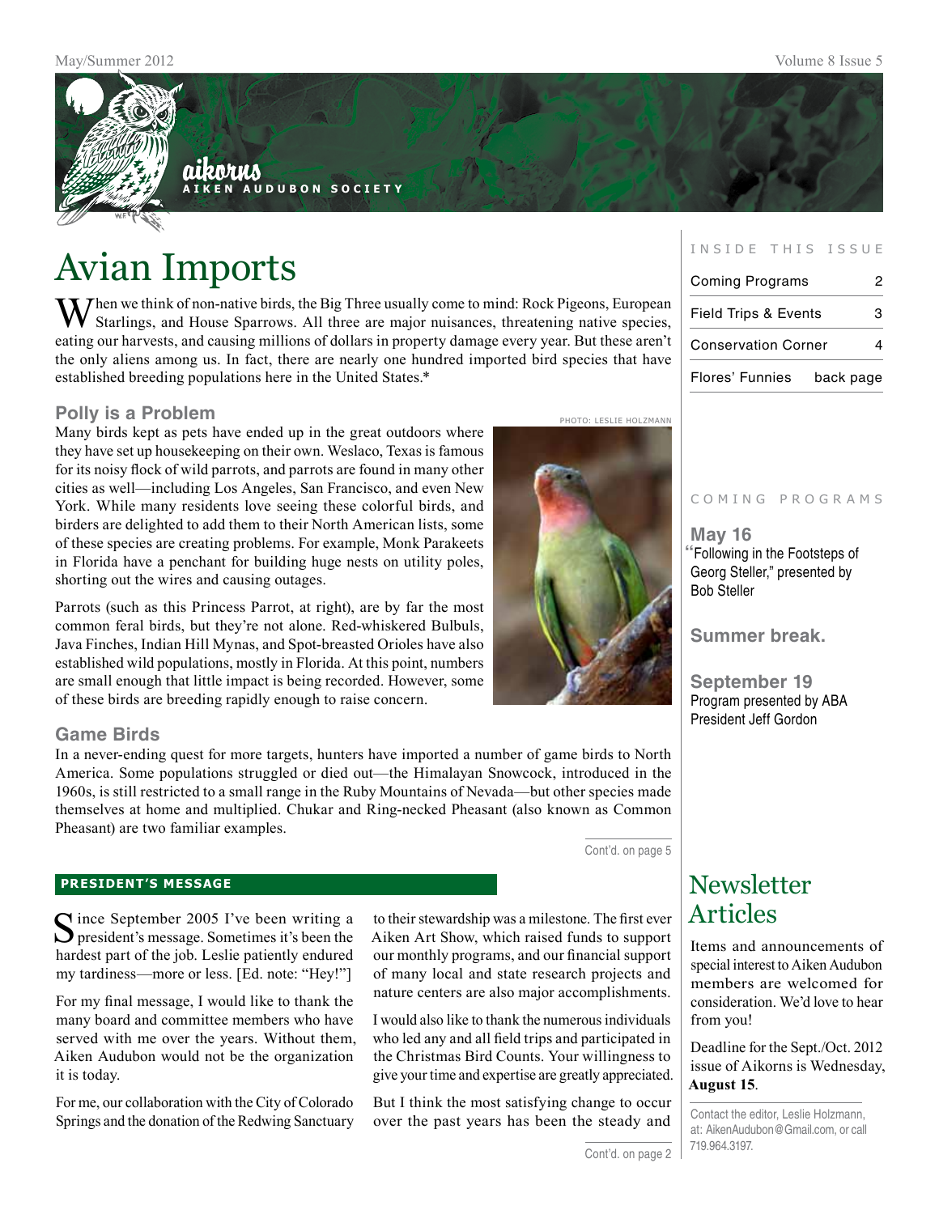aikorns

AIKEN AUDUBON SOCIETY

# Avian Imports

When we think of non-native birds, the Big Three usually come to mind: Rock Pigeons, European Starlings, and House Sparrows. All three are major nuisances, threatening native species, eating our harvests, and causing millions of dollars in property damage every year. But these aren't the only aliens among us. In fact, there are nearly one hundred imported bird species that have established breeding populations here in the United States.*

### Polly is a Problem

Many birds kept as pets have ended up in the great outdoors where they have set up housekeeping on their own. Weslaco, Texas is famous for its noisy flock of wild parrots, and parrots are found in many other cities as well—including Los Angeles, San Francisco, and even New York. While many residents love seeing these colorful birds, and birders are delighted to add them to their North American lists, some of these species are creating problems. For example, Monk Parakeets in Florida have a penchant for building huge nests on utility poles, shorting out the wires and causing outages.

PHOTO: LESLIE HOLZMANN

Parrots (such as this Princess Parrot, at right), are by far the most common feral birds, but they're not alone. Red-whiskered Bulbuls, Java Finches, Indian Hill Mynas, and Spot-breasted Orioles have also established wild populations, mostly in Florida. At this point, numbers are small enough that little impact is being recorded. However, some of these birds are breeding rapidly enough to raise concern.

### Game Birds

In a never-ending quest for more targets, hunters have imported a number of game birds to North America. Some populations struggled or died out—the Himalayan Snowcock, introduced in the 1960s, is still restricted to a small range in the Ruby Mountains of Nevada—but other species made themselves at home and multiplied. Chukar and Ring-necked Pheasant (also known as Common Pheasant) are two familiar examples.

Cont'd. on page 5

## PRESIDENT'S MESSAGE

Since September 2005 I've been writing a president's message. Sometimes it's been the hardest part of the job. Leslie patiently endured my tardiness—more or less. [Ed. note: "Hey!"]

For my final message, I would like to thank the many board and committee members who have served with me over the years. Without them, Aiken Audubon would not be the organization it is today.

For me, our collaboration with the City of Colorado Springs and the donation of the Redwing Sanctuary to their stewardship was a milestone. The first ever Aiken Art Show, which raised funds to support our monthly programs, and our financial support of many local and state research projects and nature centers are also major accomplishments.

I would also like to thank the numerous individuals who led any and all field trips and participated in the Christmas Bird Counts. Your willingness to give your time and expertise are greatly appreciated.

But I think the most satisfying change to occur over the past years has been the steady and

Cont'd. on page 2

INSIDE THIS ISSUE

| | |
|---|---|
| Coming Programs | 2 |
| Field Trips & Events | 3 |
| Conservation Corner | 4 |
| Flores' Funnies | back page |

COMING PROGRAMS

**May 16**
"Following in the Footsteps of Georg Steller," presented by Bob Steller

**Summer break.**

**September 19**
Program presented by ABA President Jeff Gordon

## Newsletter Articles

Items and announcements of special interest to Aiken Audubon members are welcomed for consideration. We'd love to hear from you!

Deadline for the Sept./Oct. 2012 issue of Aikorns is Wednesday, **August 15**.

Contact the editor, Leslie Holzmann, at: AikenAudubon@Gmail.com, or call 719.964.3197.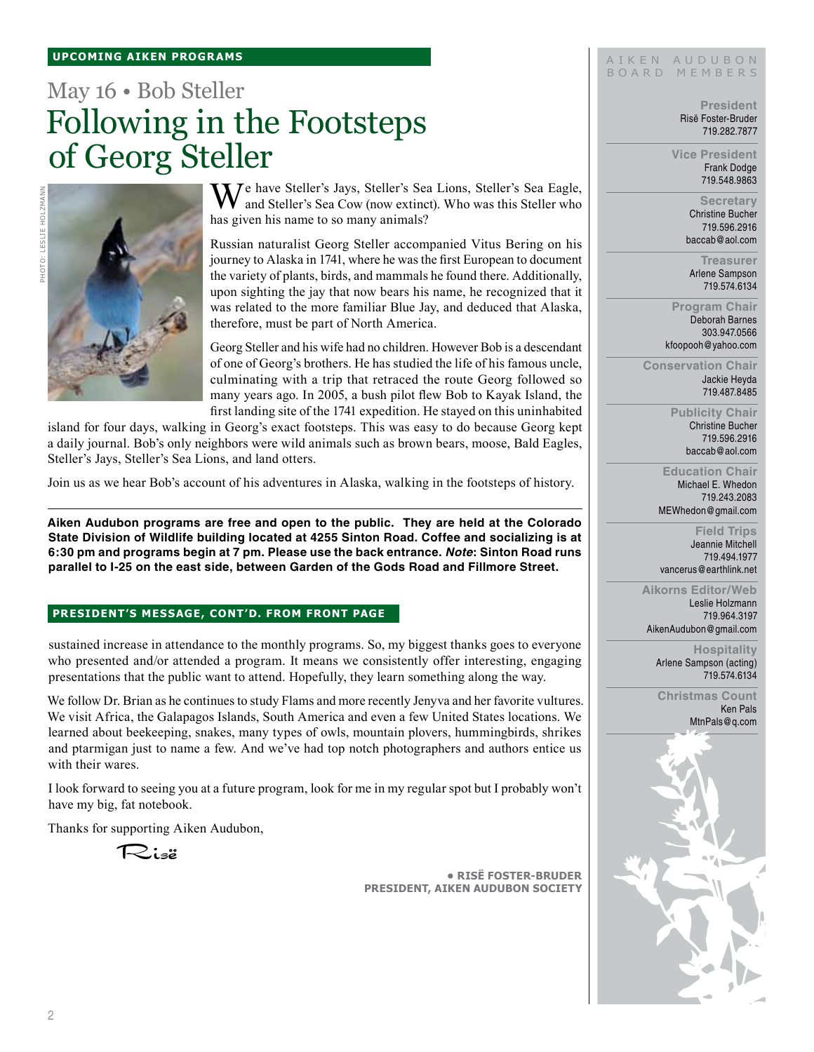**UPCOMING AIKEN PROGRAMS**

## May 16 • Bob Steller

# Following in the Footsteps of Georg Steller

PHOTO: LESLIE HOLZMANN

We have Steller's Jays, Steller's Sea Lions, Steller's Sea Eagle, and Steller's Sea Cow (now extinct). Who was this Steller who has given his name to so many animals?

Russian naturalist Georg Steller accompanied Vitus Bering on his journey to Alaska in 1741, where he was the first European to document the variety of plants, birds, and mammals he found there. Additionally, upon sighting the jay that now bears his name, he recognized that it was related to the more familiar Blue Jay, and deduced that Alaska, therefore, must be part of North America.

Georg Steller and his wife had no children. However Bob is a descendant of one of Georg's brothers. He has studied the life of his famous uncle, culminating with a trip that retraced the route Georg followed so many years ago. In 2005, a bush pilot flew Bob to Kayak Island, the first landing site of the 1741 expedition. He stayed on this uninhabited island for four days, walking in Georg's exact footsteps. This was easy to do because Georg kept a daily journal. Bob's only neighbors were wild animals such as brown bears, moose, Bald Eagles, Steller's Jays, Steller's Sea Lions, and land otters.

Join us as we hear Bob's account of his adventures in Alaska, walking in the footsteps of history.

---

**Aiken Audubon programs are free and open to the public. They are held at the Colorado State Division of Wildlife building located at 4255 Sinton Road. Coffee and socializing is at 6:30 pm and programs begin at 7 pm. Please use the back entrance. *Note*: Sinton Road runs parallel to I-25 on the east side, between Garden of the Gods Road and Fillmore Street.**

**PRESIDENT'S MESSAGE, CONT'D. FROM FRONT PAGE**

sustained increase in attendance to the monthly programs. So, my biggest thanks goes to everyone who presented and/or attended a program. It means we consistently offer interesting, engaging presentations that the public want to attend. Hopefully, they learn something along the way.

We follow Dr. Brian as he continues to study Flams and more recently Jenyva and her favorite vultures. We visit Africa, the Galapagos Islands, South America and even a few United States locations. We learned about beekeeping, snakes, many types of owls, mountain plovers, hummingbirds, shrikes and ptarmigan just to name a few. And we've had top notch photographers and authors entice us with their wares.

I look forward to seeing you at a future program, look for me in my regular spot but I probably won't have my big, fat notebook.

Thanks for supporting Aiken Audubon,

Risë

**• RISË FOSTER-BRUDER**
**PRESIDENT, AIKEN AUDUBON SOCIETY**

---

AIKEN AUDUBON BOARD MEMBERS

**President**
Risë Foster-Bruder
719.282.7877

**Vice President**
Frank Dodge
719.548.9863

**Secretary**
Christine Bucher
719.596.2916
baccab@aol.com

**Treasurer**
Arlene Sampson
719.574.6134

**Program Chair**
Deborah Barnes
303.947.0566
kfoopooh@yahoo.com

**Conservation Chair**
Jackie Heyda
719.487.8485

**Publicity Chair**
Christine Bucher
719.596.2916
baccab@aol.com

**Education Chair**
Michael E. Whedon
719.243.2083
MEWhedon@gmail.com

**Field Trips**
Jeannie Mitchell
719.494.1977
vancerus@earthlink.net

**Aikorns Editor/Web**
Leslie Holzmann
719.964.3197
AikenAudubon@gmail.com

**Hospitality**
Arlene Sampson (acting)
719.574.6134

**Christmas Count**
Ken Pals
MtnPals@q.com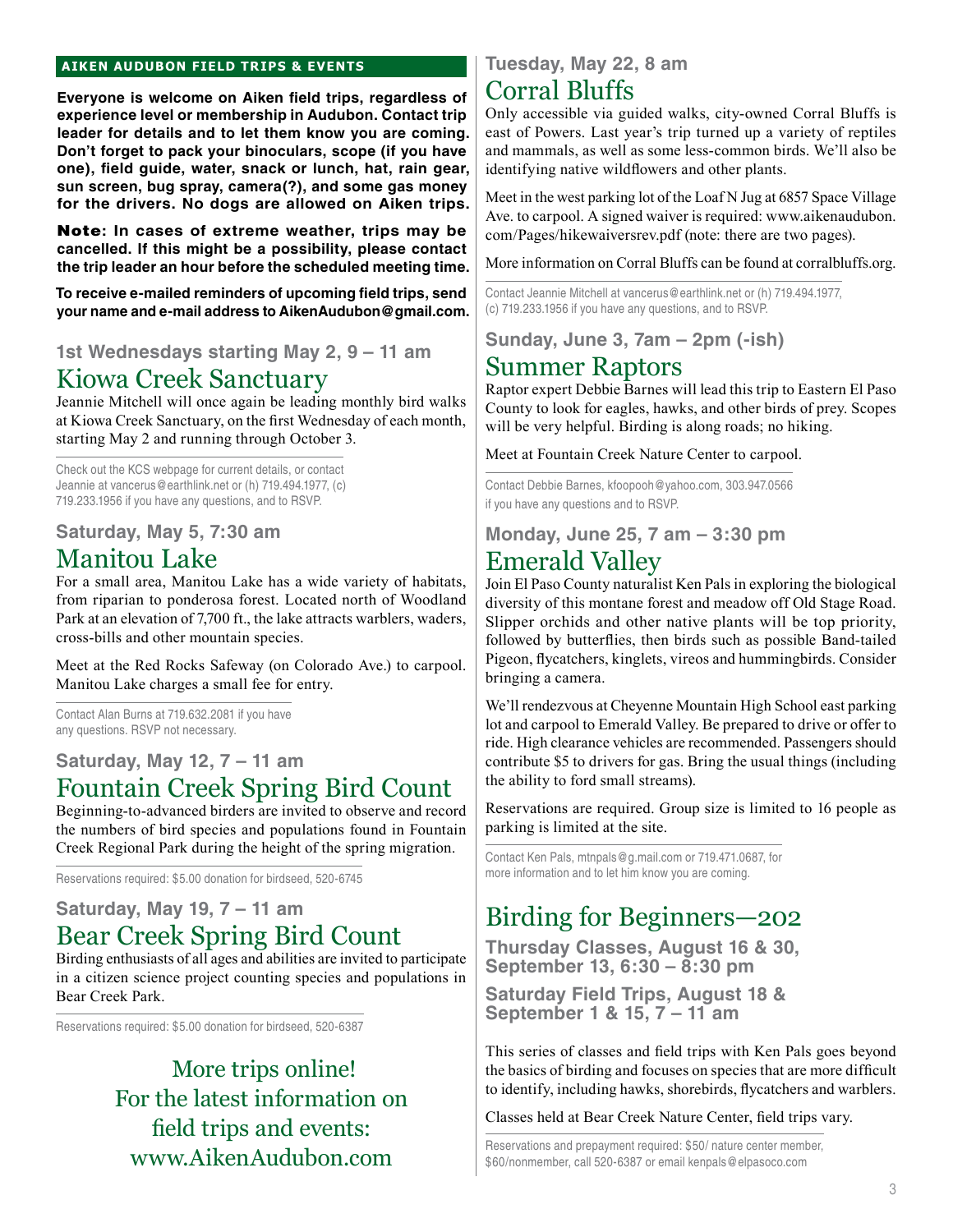## AIKEN AUDUBON FIELD TRIPS & EVENTS

**Everyone is welcome on Aiken field trips, regardless of experience level or membership in Audubon. Contact trip leader for details and to let them know you are coming. Don't forget to pack your binoculars, scope (if you have one), field guide, water, snack or lunch, hat, rain gear, sun screen, bug spray, camera(?), and some gas money for the drivers. No dogs are allowed on Aiken trips.**

**Note: In cases of extreme weather, trips may be cancelled. If this might be a possibility, please contact the trip leader an hour before the scheduled meeting time.**

**To receive e-mailed reminders of upcoming field trips, send your name and e-mail address to AikenAudubon@gmail.com.**

### 1st Wednesdays starting May 2, 9 – 11 am

## Kiowa Creek Sanctuary

Jeannie Mitchell will once again be leading monthly bird walks at Kiowa Creek Sanctuary, on the first Wednesday of each month, starting May 2 and running through October 3.

Check out the KCS webpage for current details, or contact Jeannie at vancerus@earthlink.net or (h) 719.494.1977, (c) 719.233.1956 if you have any questions, and to RSVP.

### Saturday, May 5, 7:30 am

## Manitou Lake

For a small area, Manitou Lake has a wide variety of habitats, from riparian to ponderosa forest. Located north of Woodland Park at an elevation of 7,700 ft., the lake attracts warblers, waders, cross-bills and other mountain species.

Meet at the Red Rocks Safeway (on Colorado Ave.) to carpool. Manitou Lake charges a small fee for entry.

Contact Alan Burns at 719.632.2081 if you have any questions. RSVP not necessary.

### Saturday, May 12, 7 – 11 am

## Fountain Creek Spring Bird Count

Beginning-to-advanced birders are invited to observe and record the numbers of bird species and populations found in Fountain Creek Regional Park during the height of the spring migration.

Reservations required: $5.00 donation for birdseed, 520-6745

### Saturday, May 19, 7 – 11 am

## Bear Creek Spring Bird Count

Birding enthusiasts of all ages and abilities are invited to participate in a citizen science project counting species and populations in Bear Creek Park.

Reservations required: $5.00 donation for birdseed, 520-6387

More trips online!
For the latest information on field trips and events:
www.AikenAudubon.com

### Tuesday, May 22, 8 am

## Corral Bluffs

Only accessible via guided walks, city-owned Corral Bluffs is east of Powers. Last year's trip turned up a variety of reptiles and mammals, as well as some less-common birds. We'll also be identifying native wildflowers and other plants.

Meet in the west parking lot of the Loaf N Jug at 6857 Space Village Ave. to carpool. A signed waiver is required: www.aikenaudubon.com/Pages/hikewaiversrev.pdf (note: there are two pages).

More information on Corral Bluffs can be found at corralbluffs.org.

Contact Jeannie Mitchell at vancerus@earthlink.net or (h) 719.494.1977, (c) 719.233.1956 if you have any questions, and to RSVP.

### Sunday, June 3, 7am – 2pm (-ish)

## Summer Raptors

Raptor expert Debbie Barnes will lead this trip to Eastern El Paso County to look for eagles, hawks, and other birds of prey. Scopes will be very helpful. Birding is along roads; no hiking.

Meet at Fountain Creek Nature Center to carpool.

Contact Debbie Barnes, kfoopooh@yahoo.com, 303.947.0566 if you have any questions and to RSVP.

### Monday, June 25, 7 am – 3:30 pm

## Emerald Valley

Join El Paso County naturalist Ken Pals in exploring the biological diversity of this montane forest and meadow off Old Stage Road. Slipper orchids and other native plants will be top priority, followed by butterflies, then birds such as possible Band-tailed Pigeon, flycatchers, kinglets, vireos and hummingbirds. Consider bringing a camera.

We'll rendezvous at Cheyenne Mountain High School east parking lot and carpool to Emerald Valley. Be prepared to drive or offer to ride. High clearance vehicles are recommended. Passengers should contribute $5 to drivers for gas. Bring the usual things (including the ability to ford small streams).

Reservations are required. Group size is limited to 16 people as parking is limited at the site.

Contact Ken Pals, mtnpals@g.mail.com or 719.471.0687, for more information and to let him know you are coming.

## Birding for Beginners—202

### Thursday Classes, August 16 & 30, September 13, 6:30 – 8:30 pm

### Saturday Field Trips, August 18 & September 1 & 15, 7 – 11 am

This series of classes and field trips with Ken Pals goes beyond the basics of birding and focuses on species that are more difficult to identify, including hawks, shorebirds, flycatchers and warblers.

Classes held at Bear Creek Nature Center, field trips vary.

Reservations and prepayment required: $50/ nature center member, $60/nonmember, call 520-6387 or email kenpals@elpasoco.com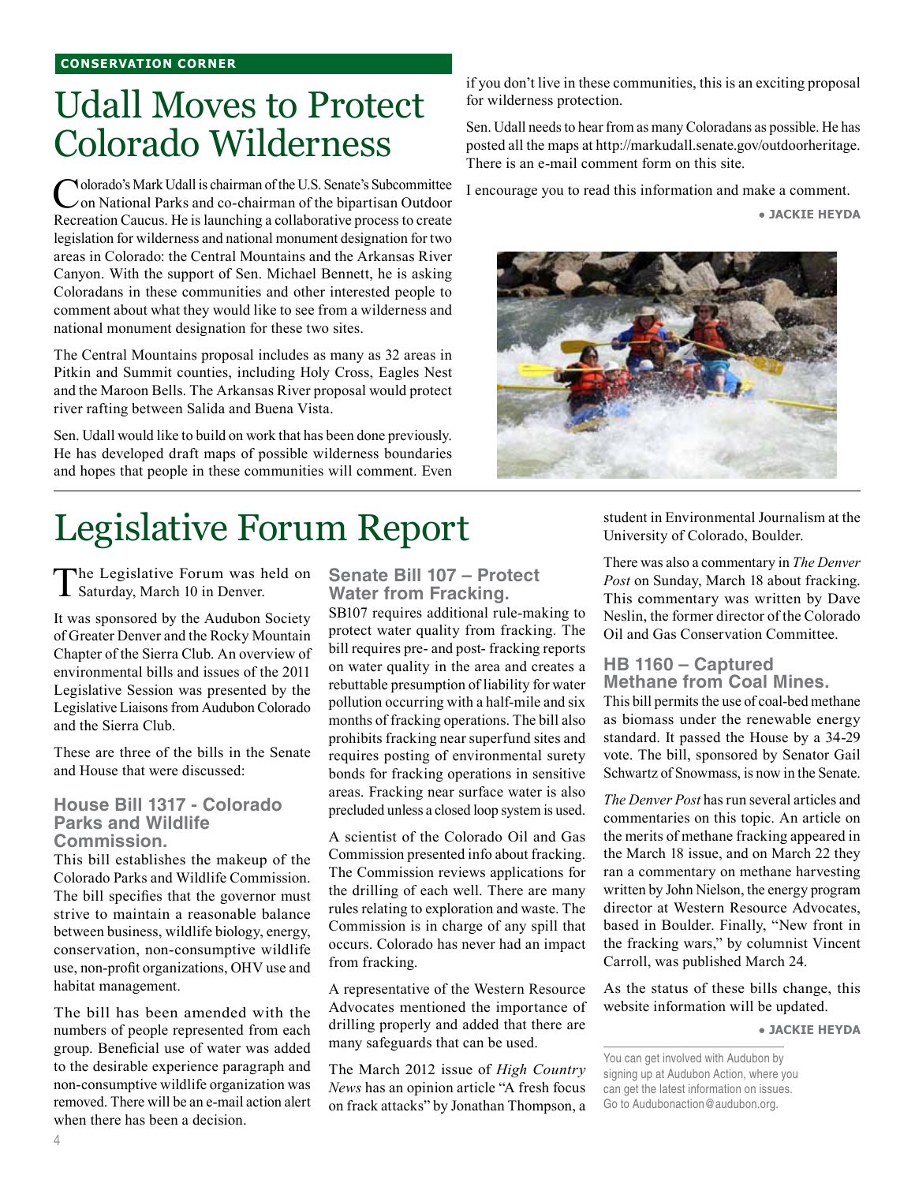CONSERVATION CORNER

# Udall Moves to Protect Colorado Wilderness

Colorado's Mark Udall is chairman of the U.S. Senate's Subcommittee on National Parks and co-chairman of the bipartisan Outdoor Recreation Caucus. He is launching a collaborative process to create legislation for wilderness and national monument designation for two areas in Colorado: the Central Mountains and the Arkansas River Canyon. With the support of Sen. Michael Bennett, he is asking Coloradans in these communities and other interested people to comment about what they would like to see from a wilderness and national monument designation for these two sites.

The Central Mountains proposal includes as many as 32 areas in Pitkin and Summit counties, including Holy Cross, Eagles Nest and the Maroon Bells. The Arkansas River proposal would protect river rafting between Salida and Buena Vista.

Sen. Udall would like to build on work that has been done previously. He has developed draft maps of possible wilderness boundaries and hopes that people in these communities will comment. Even if you don't live in these communities, this is an exciting proposal for wilderness protection.

Sen. Udall needs to hear from as many Coloradans as possible. He has posted all the maps at http://markudall.senate.gov/outdoorheritage. There is an e-mail comment form on this site.

I encourage you to read this information and make a comment.

**• JACKIE HEYDA**

# Legislative Forum Report

The Legislative Forum was held on Saturday, March 10 in Denver.

It was sponsored by the Audubon Society of Greater Denver and the Rocky Mountain Chapter of the Sierra Club. An overview of environmental bills and issues of the 2011 Legislative Session was presented by the Legislative Liaisons from Audubon Colorado and the Sierra Club.

These are three of the bills in the Senate and House that were discussed:

### House Bill 1317 - Colorado Parks and Wildlife Commission.

This bill establishes the makeup of the Colorado Parks and Wildlife Commission. The bill specifies that the governor must strive to maintain a reasonable balance between business, wildlife biology, energy, conservation, non-consumptive wildlife use, non-profit organizations, OHV use and habitat management.

The bill has been amended with the numbers of people represented from each group. Beneficial use of water was added to the desirable experience paragraph and non-consumptive wildlife organization was removed. There will be an e-mail action alert when there has been a decision.

### Senate Bill 107 – Protect Water from Fracking.

SB107 requires additional rule-making to protect water quality from fracking. The bill requires pre- and post- fracking reports on water quality in the area and creates a rebuttable presumption of liability for water pollution occurring with a half-mile and six months of fracking operations. The bill also prohibits fracking near superfund sites and requires posting of environmental surety bonds for fracking operations in sensitive areas. Fracking near surface water is also precluded unless a closed loop system is used.

A scientist of the Colorado Oil and Gas Commission presented info about fracking. The Commission reviews applications for the drilling of each well. There are many rules relating to exploration and waste. The Commission is in charge of any spill that occurs. Colorado has never had an impact from fracking.

A representative of the Western Resource Advocates mentioned the importance of drilling properly and added that there are many safeguards that can be used.

The March 2012 issue of *High Country News* has an opinion article "A fresh focus on frack attacks" by Jonathan Thompson, a student in Environmental Journalism at the University of Colorado, Boulder.

There was also a commentary in *The Denver Post* on Sunday, March 18 about fracking. This commentary was written by Dave Neslin, the former director of the Colorado Oil and Gas Conservation Committee.

### HB 1160 – Captured Methane from Coal Mines.

This bill permits the use of coal-bed methane as biomass under the renewable energy standard. It passed the House by a 34-29 vote. The bill, sponsored by Senator Gail Schwartz of Snowmass, is now in the Senate.

*The Denver Post* has run several articles and commentaries on this topic. An article on the merits of methane fracking appeared in the March 18 issue, and on March 22 they ran a commentary on methane harvesting written by John Nielson, the energy program director at Western Resource Advocates, based in Boulder. Finally, "New front in the fracking wars," by columnist Vincent Carroll, was published March 24.

As the status of these bills change, this website information will be updated.

**• JACKIE HEYDA**

You can get involved with Audubon by signing up at Audubon Action, where you can get the latest information on issues. Go to Audubonaction@audubon.org.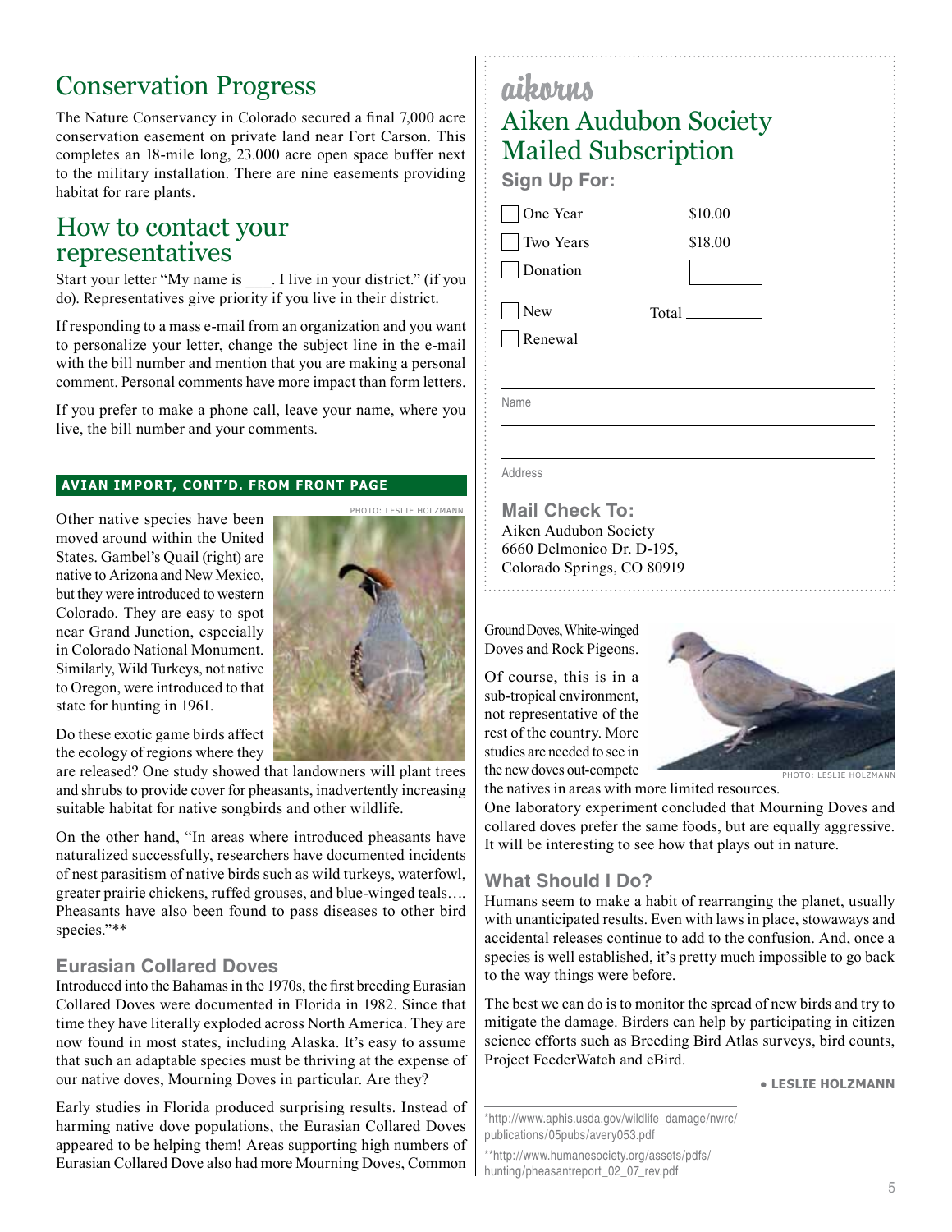## Conservation Progress

The Nature Conservancy in Colorado secured a final 7,000 acre conservation easement on private land near Fort Carson. This completes an 18-mile long, 23.000 acre open space buffer next to the military installation. There are nine easements providing habitat for rare plants.

## How to contact your representatives

Start your letter "My name is ___. I live in your district." (if you do). Representatives give priority if you live in their district.

If responding to a mass e-mail from an organization and you want to personalize your letter, change the subject line in the e-mail with the bill number and mention that you are making a personal comment. Personal comments have more impact than form letters.

If you prefer to make a phone call, leave your name, where you live, the bill number and your comments.

**AVIAN IMPORT, CONT'D. FROM FRONT PAGE**

PHOTO: LESLIE HOLZMANN

Other native species have been moved around within the United States. Gambel's Quail (right) are native to Arizona and New Mexico, but they were introduced to western Colorado. They are easy to spot near Grand Junction, especially in Colorado National Monument. Similarly, Wild Turkeys, not native to Oregon, were introduced to that state for hunting in 1961.

Do these exotic game birds affect the ecology of regions where they are released? One study showed that landowners will plant trees and shrubs to provide cover for pheasants, inadvertently increasing suitable habitat for native songbirds and other wildlife.

On the other hand, "In areas where introduced pheasants have naturalized successfully, researchers have documented incidents of nest parasitism of native birds such as wild turkeys, waterfowl, greater prairie chickens, ruffed grouses, and blue-winged teals…. Pheasants have also been found to pass diseases to other bird species."**

### Eurasian Collared Doves

Introduced into the Bahamas in the 1970s, the first breeding Eurasian Collared Doves were documented in Florida in 1982. Since that time they have literally exploded across North America. They are now found in most states, including Alaska. It's easy to assume that such an adaptable species must be thriving at the expense of our native doves, Mourning Doves in particular. Are they?

Early studies in Florida produced surprising results. Instead of harming native dove populations, the Eurasian Collared Doves appeared to be helping them! Areas supporting high numbers of Eurasian Collared Dove also had more Mourning Doves, Common Ground Doves, White-winged Doves and Rock Pigeons.

Of course, this is in a sub-tropical environment, not representative of the rest of the country. More studies are needed to see in the new doves out-compete the natives in areas with more limited resources.

PHOTO: LESLIE HOLZMANN

One laboratory experiment concluded that Mourning Doves and collared doves prefer the same foods, but are equally aggressive. It will be interesting to see how that plays out in nature.

### What Should I Do?

Humans seem to make a habit of rearranging the planet, usually with unanticipated results. Even with laws in place, stowaways and accidental releases continue to add to the confusion. And, once a species is well established, it's pretty much impossible to go back to the way things were before.

The best we can do is to monitor the spread of new birds and try to mitigate the damage. Birders can help by participating in citizen science efforts such as Breeding Bird Atlas surveys, bird counts, Project FeederWatch and eBird.

**• LESLIE HOLZMANN**

*http://www.aphis.usda.gov/wildlife_damage/nwrc/publications/05pubs/avery053.pdf

**http://www.humanesociety.org/assets/pdfs/hunting/pheasantreport_02_07_rev.pdf

---

## aikorns
## Aiken Audubon Society Mailed Subscription

**Sign Up For:**

- ☐ One Year — $10.00
- ☐ Two Years — $18.00
- ☐ Donation — ______

- ☐ New
- ☐ Renewal

Total ________

Name ______________________________

Address ______________________________

**Mail Check To:**
Aiken Audubon Society
6660 Delmonico Dr. D-195,
Colorado Springs, CO 80919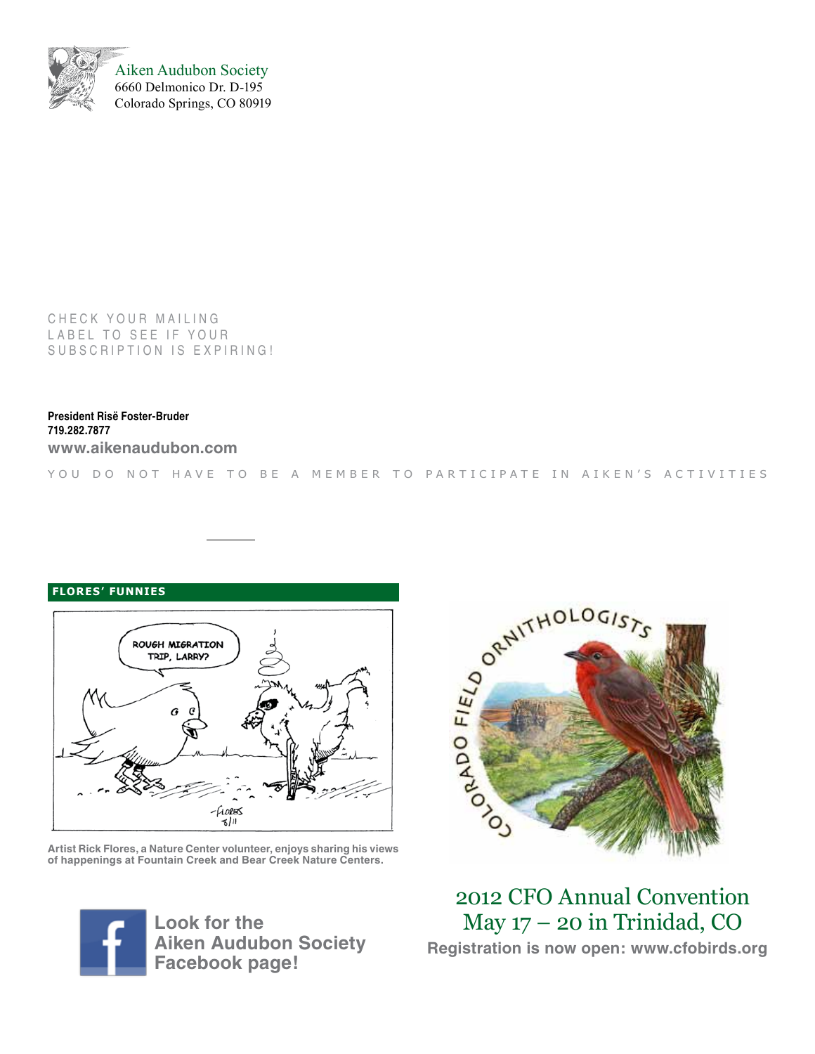Aiken Audubon Society
6660 Delmonico Dr. D-195
Colorado Springs, CO 80919

CHECK YOUR MAILING LABEL TO SEE IF YOUR SUBSCRIPTION IS EXPIRING!

**President Risë Foster-Bruder**
**719.282.7877**
**www.aikenaudubon.com**

YOU DO NOT HAVE TO BE A MEMBER TO PARTICIPATE IN AIKEN'S ACTIVITIES

## FLORES' FUNNIES

Artist Rick Flores, a Nature Center volunteer, enjoys sharing his views of happenings at Fountain Creek and Bear Creek Nature Centers.

**Look for the Aiken Audubon Society Facebook page!**

## 2012 CFO Annual Convention
## May 17 – 20 in Trinidad, CO

**Registration is now open: www.cfobirds.org**